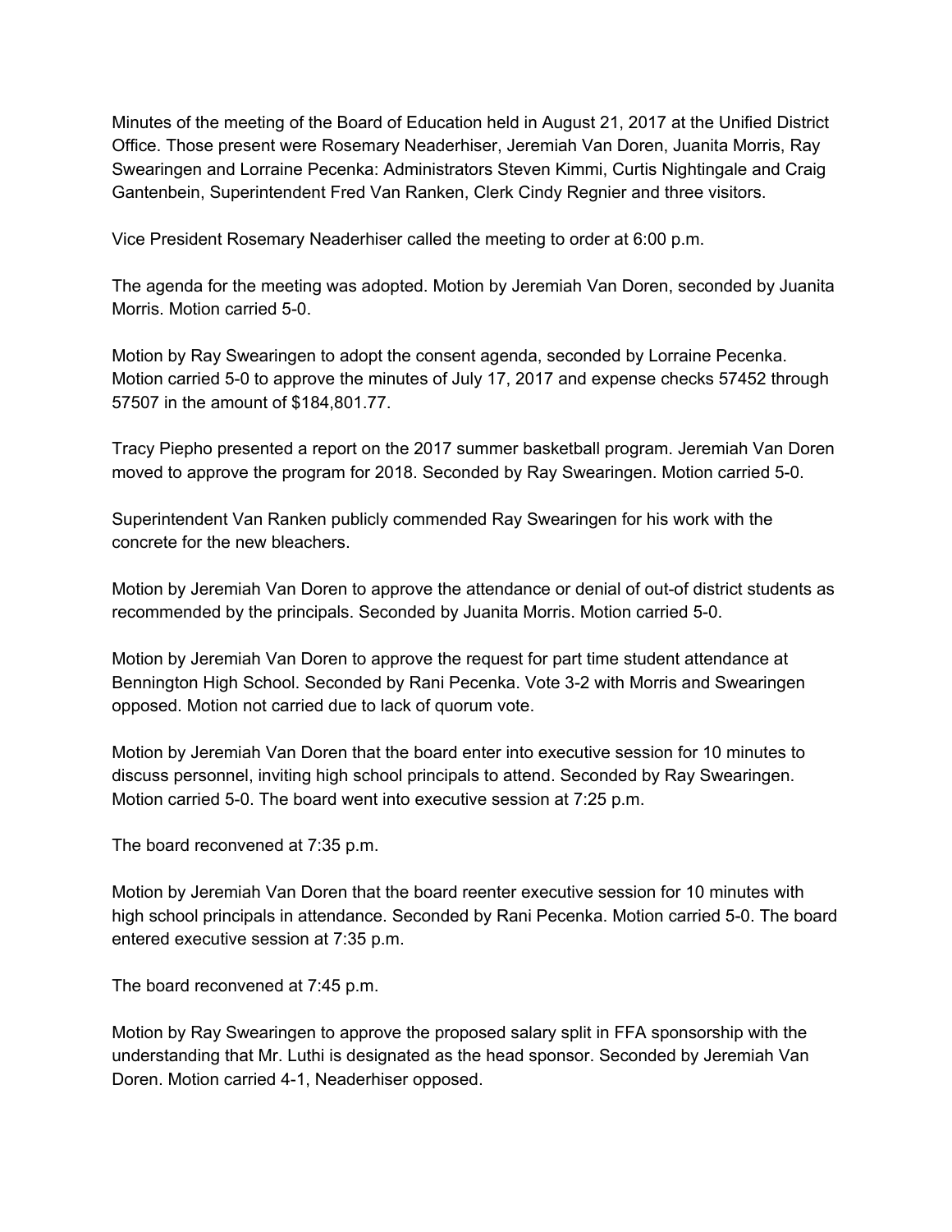Minutes of the meeting of the Board of Education held in August 21, 2017 at the Unified District Office. Those present were Rosemary Neaderhiser, Jeremiah Van Doren, Juanita Morris, Ray Swearingen and Lorraine Pecenka: Administrators Steven Kimmi, Curtis Nightingale and Craig Gantenbein, Superintendent Fred Van Ranken, Clerk Cindy Regnier and three visitors.

Vice President Rosemary Neaderhiser called the meeting to order at 6:00 p.m.

The agenda for the meeting was adopted. Motion by Jeremiah Van Doren, seconded by Juanita Morris. Motion carried 5-0.

Motion by Ray Swearingen to adopt the consent agenda, seconded by Lorraine Pecenka. Motion carried 5-0 to approve the minutes of July 17, 2017 and expense checks 57452 through 57507 in the amount of $184,801.77.

Tracy Piepho presented a report on the 2017 summer basketball program. Jeremiah Van Doren moved to approve the program for 2018. Seconded by Ray Swearingen. Motion carried 5-0.

Superintendent Van Ranken publicly commended Ray Swearingen for his work with the concrete for the new bleachers.

Motion by Jeremiah Van Doren to approve the attendance or denial of out-of district students as recommended by the principals. Seconded by Juanita Morris. Motion carried 5-0.

Motion by Jeremiah Van Doren to approve the request for part time student attendance at Bennington High School. Seconded by Rani Pecenka. Vote 3-2 with Morris and Swearingen opposed. Motion not carried due to lack of quorum vote.

Motion by Jeremiah Van Doren that the board enter into executive session for 10 minutes to discuss personnel, inviting high school principals to attend. Seconded by Ray Swearingen. Motion carried 5-0. The board went into executive session at 7:25 p.m.

The board reconvened at 7:35 p.m.

Motion by Jeremiah Van Doren that the board reenter executive session for 10 minutes with high school principals in attendance. Seconded by Rani Pecenka. Motion carried 5-0. The board entered executive session at 7:35 p.m.

The board reconvened at 7:45 p.m.

Motion by Ray Swearingen to approve the proposed salary split in FFA sponsorship with the understanding that Mr. Luthi is designated as the head sponsor. Seconded by Jeremiah Van Doren. Motion carried 4-1, Neaderhiser opposed.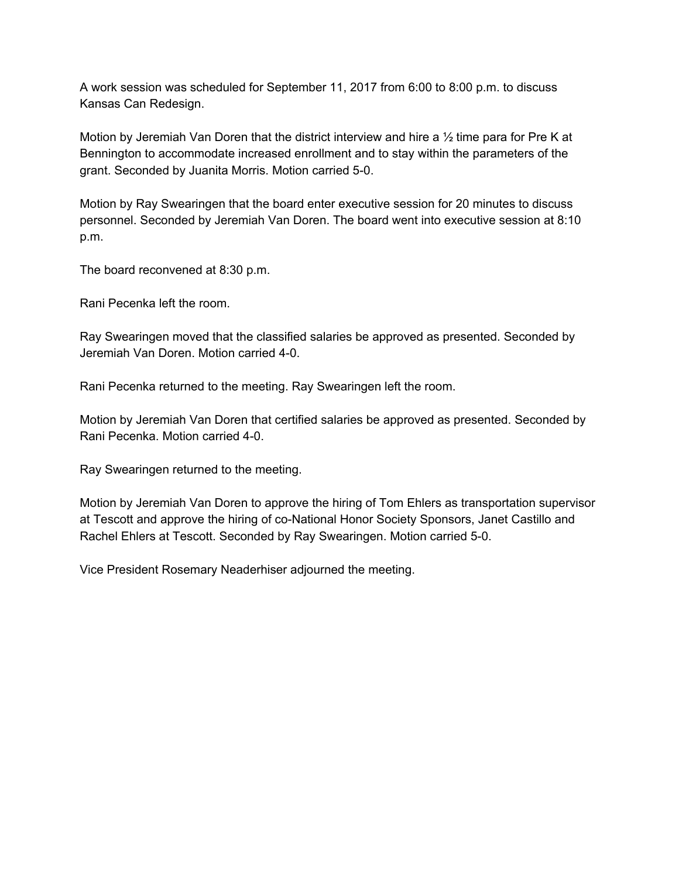A work session was scheduled for September 11, 2017 from 6:00 to 8:00 p.m. to discuss Kansas Can Redesign.

Motion by Jeremiah Van Doren that the district interview and hire a ½ time para for Pre K at Bennington to accommodate increased enrollment and to stay within the parameters of the grant. Seconded by Juanita Morris. Motion carried 5-0.

Motion by Ray Swearingen that the board enter executive session for 20 minutes to discuss personnel. Seconded by Jeremiah Van Doren. The board went into executive session at 8:10 p.m.

The board reconvened at 8:30 p.m.

Rani Pecenka left the room.

Ray Swearingen moved that the classified salaries be approved as presented. Seconded by Jeremiah Van Doren. Motion carried 4-0.

Rani Pecenka returned to the meeting. Ray Swearingen left the room.

Motion by Jeremiah Van Doren that certified salaries be approved as presented. Seconded by Rani Pecenka. Motion carried 4-0.

Ray Swearingen returned to the meeting.

Motion by Jeremiah Van Doren to approve the hiring of Tom Ehlers as transportation supervisor at Tescott and approve the hiring of co-National Honor Society Sponsors, Janet Castillo and Rachel Ehlers at Tescott. Seconded by Ray Swearingen. Motion carried 5-0.

Vice President Rosemary Neaderhiser adjourned the meeting.